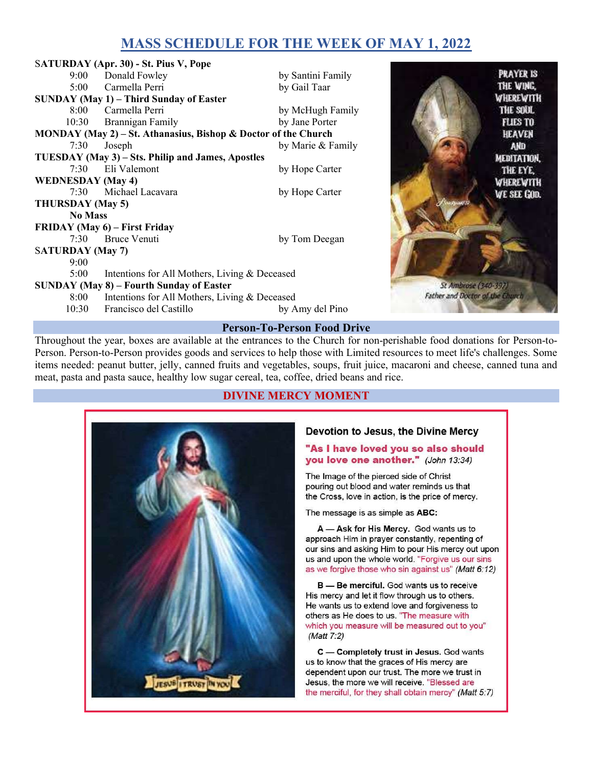# MASS SCHEDULE FOR THE WEEK OF MAY 1, 2022

**SATURDAY (Apr. 30) - St. Pius V, Pope**

| | | |
|---|---|---|
| 9:00 | Donald Fowley | by Santini Family |
| 5:00 | Carmella Perri | by Gail Taar |

**SUNDAY (May 1) – Third Sunday of Easter**

| | | |
|---|---|---|
| 8:00 | Carmella Perri | by McHugh Family |
| 10:30 | Brannigan Family | by Jane Porter |

**MONDAY (May 2) – St. Athanasius, Bishop & Doctor of the Church**

| | | |
|---|---|---|
| 7:30 | Joseph | by Marie & Family |

**TUESDAY (May 3) – Sts. Philip and James, Apostles**

| | | |
|---|---|---|
| 7:30 | Eli Valemont | by Hope Carter |

**WEDNESDAY (May 4)**

| | | |
|---|---|---|
| 7:30 | Michael Lacavara | by Hope Carter |

**THURSDAY (May 5)**

**No Mass**

**FRIDAY (May 6) – First Friday**

| | | |
|---|---|---|
| 7:30 | Bruce Venuti | by Tom Deegan |

**SATURDAY (May 7)**

| | | |
|---|---|---|
| 9:00 | | |
| 5:00 | Intentions for All Mothers, Living & Deceased | |

**SUNDAY (May 8) – Fourth Sunday of Easter**

| | | |
|---|---|---|
| 8:00 | Intentions for All Mothers, Living & Deceased | |
| 10:30 | Francisco del Castillo | by Amy del Pino |

PRAYER IS THE WING, WHEREWITH THE SOUL FLIES TO HEAVEN AND MEDITATION, THE EYE, WHEREWITH WE SEE GOD.

St Ambrose (340-397) Father and Doctor of the Church

## Person-To-Person Food Drive

Throughout the year, boxes are available at the entrances to the Church for non-perishable food donations for Person-to-Person. Person-to-Person provides goods and services to help those with Limited resources to meet life's challenges. Some items needed: peanut butter, jelly, canned fruits and vegetables, soups, fruit juice, macaroni and cheese, canned tuna and meat, pasta and pasta sauce, healthy low sugar cereal, tea, coffee, dried beans and rice.

## DIVINE MERCY MOMENT

JESUS I TRUST IN YOU

### Devotion to Jesus, the Divine Mercy

**"As I have loved you so also should you love one another."** *(John 13:34)*

The Image of the pierced side of Christ pouring out blood and water reminds us that the Cross, love in action, is the price of mercy.

The message is as simple as **ABC:**

**A — Ask for His Mercy.** God wants us to approach Him in prayer constantly, repenting of our sins and asking Him to pour His mercy out upon us and upon the whole world. "Forgive us our sins as we forgive those who sin against us" *(Matt 6:12)*

**B — Be merciful.** God wants us to receive His mercy and let it flow through us to others. He wants us to extend love and forgiveness to others as He does to us. "The measure with which you measure will be measured out to you" *(Matt 7:2)*

**C — Completely trust in Jesus.** God wants us to know that the graces of His mercy are dependent upon our trust. The more we trust in Jesus, the more we will receive. "Blessed are the merciful, for they shall obtain mercy" *(Matt 5:7)*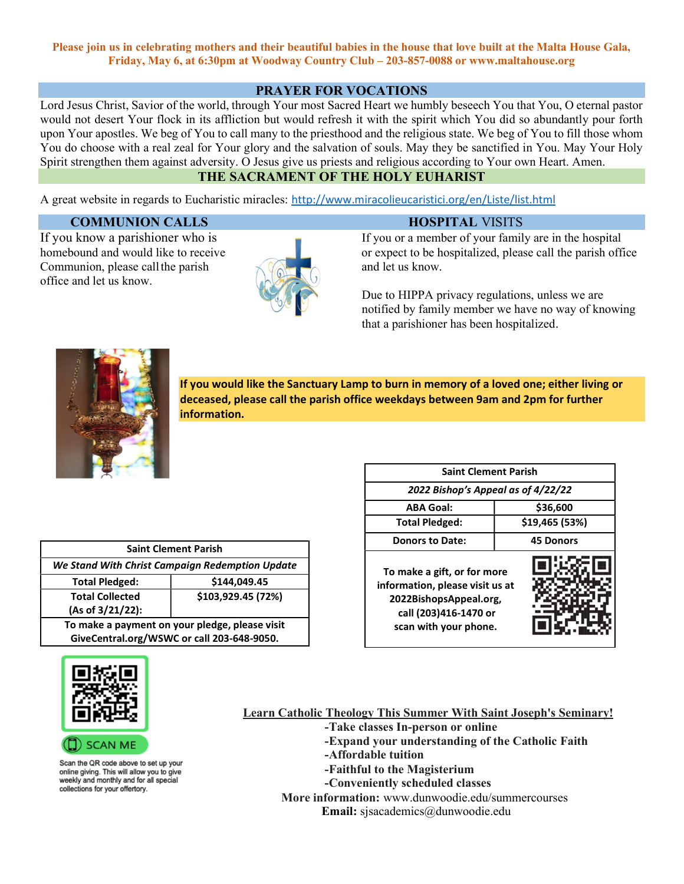**Please join us in celebrating mothers and their beautiful babies in the house that love built at the Malta House Gala, Friday, May 6, at 6:30pm at Woodway Country Club – 203-857-0088 or www.maltahouse.org**

## PRAYER FOR VOCATIONS

Lord Jesus Christ, Savior of the world, through Your most Sacred Heart we humbly beseech You that You, O eternal pastor would not desert Your flock in its affliction but would refresh it with the spirit which You did so abundantly pour forth upon Your apostles. We beg of You to call many to the priesthood and the religious state. We beg of You to fill those whom You do choose with a real zeal for Your glory and the salvation of souls. May they be sanctified in You. May Your Holy Spirit strengthen them against adversity. O Jesus give us priests and religious according to Your own Heart. Amen.

## THE SACRAMENT OF THE HOLY EUHARIST

A great website in regards to Eucharistic miracles: http://www.miracolieucaristici.org/en/Liste/list.html

## COMMUNION CALLS

If you know a parishioner who is homebound and would like to receive Communion, please call the parish office and let us know.

## HOSPITAL VISITS

If you or a member of your family are in the hospital or expect to be hospitalized, please call the parish office and let us know.

Due to HIPPA privacy regulations, unless we are notified by family member we have no way of knowing that a parishioner has been hospitalized.

**If you would like the Sanctuary Lamp to burn in memory of a loved one; either living or deceased, please call the parish office weekdays between 9am and 2pm for further information.**

| Saint Clement Parish | |
|---|---|
| *2022 Bishop's Appeal as of 4/22/22* | |
| **ABA Goal:** | **$36,600** |
| **Total Pledged:** | **$19,465 (53%)** |
| **Donors to Date:** | **45 Donors** |

**To make a gift, or for more information, please visit us at 2022BishopsAppeal.org, call (203)416-1470 or scan with your phone.**

| Saint Clement Parish | |
|---|---|
| *We Stand With Christ Campaign Redemption Update* | |
| **Total Pledged:** | **$144,049.45** |
| **Total Collected (As of 3/21/22):** | **$103,929.45 (72%)** |

**To make a payment on your pledge, please visit GiveCentral.org/WSWC or call 203-648-9050.**

SCAN ME

Scan the QR code above to set up your online giving. This will allow you to give weekly and monthly and for all special collections for your offertory.

**Learn Catholic Theology This Summer With Saint Joseph's Seminary!**

- **Take classes In-person or online**
- **Expand your understanding of the Catholic Faith**
- **Affordable tuition**
- **Faithful to the Magisterium**
- **Conveniently scheduled classes**

**More information:** www.dunwoodie.edu/summercourses
**Email:** sjsacademics@dunwoodie.edu